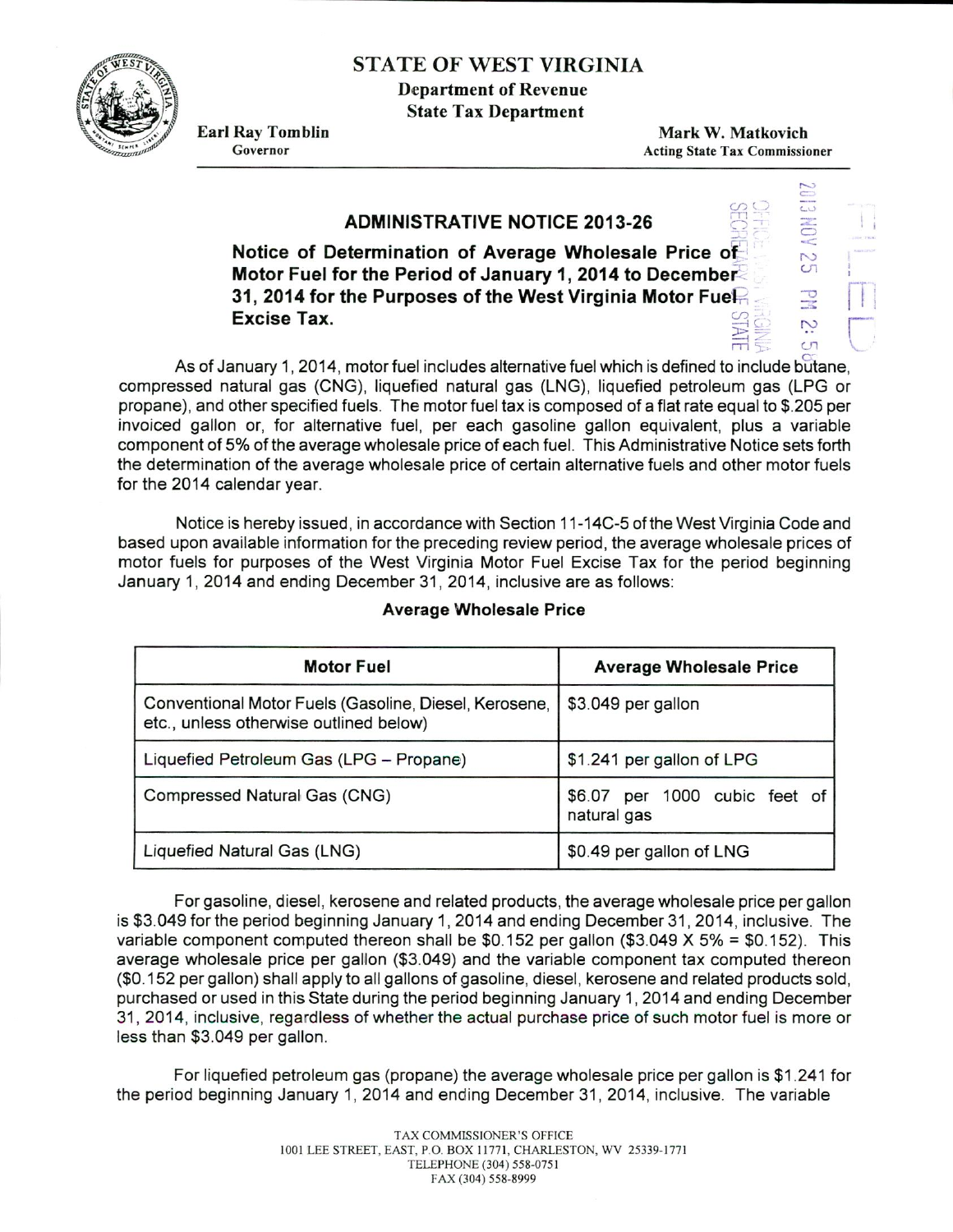# STATE OF WEST VIRGINIA

**Department of Revenue**
**State Tax Department**

**Earl Ray Tomblin**
Governor

**Mark W. Matkovich**
Acting State Tax Commissioner

2013 NOV 25 PM 2:58
OFFICE WEST VIRGINIA SECRETARY OF STATE
FILED

## ADMINISTRATIVE NOTICE 2013-26

**Notice of Determination of Average Wholesale Price of Motor Fuel for the Period of January 1, 2014 to December 31, 2014 for the Purposes of the West Virginia Motor Fuel Excise Tax.**

As of January 1, 2014, motor fuel includes alternative fuel which is defined to include butane, compressed natural gas (CNG), liquefied natural gas (LNG), liquefied petroleum gas (LPG or propane), and other specified fuels. The motor fuel tax is composed of a flat rate equal to $.205 per invoiced gallon or, for alternative fuel, per each gasoline gallon equivalent, plus a variable component of 5% of the average wholesale price of each fuel. This Administrative Notice sets forth the determination of the average wholesale price of certain alternative fuels and other motor fuels for the 2014 calendar year.

Notice is hereby issued, in accordance with Section 11-14C-5 of the West Virginia Code and based upon available information for the preceding review period, the average wholesale prices of motor fuels for purposes of the West Virginia Motor Fuel Excise Tax for the period beginning January 1, 2014 and ending December 31, 2014, inclusive are as follows:

**Average Wholesale Price**

| Motor Fuel | Average Wholesale Price |
| --- | --- |
| Conventional Motor Fuels (Gasoline, Diesel, Kerosene, etc., unless otherwise outlined below) | $3.049 per gallon |
| Liquefied Petroleum Gas (LPG – Propane) | $1.241 per gallon of LPG |
| Compressed Natural Gas (CNG) | $6.07 per 1000 cubic feet of natural gas |
| Liquefied Natural Gas (LNG) | $0.49 per gallon of LNG |

For gasoline, diesel, kerosene and related products, the average wholesale price per gallon is $3.049 for the period beginning January 1, 2014 and ending December 31, 2014, inclusive. The variable component computed thereon shall be $0.152 per gallon ($3.049 X 5% = $0.152). This average wholesale price per gallon ($3.049) and the variable component tax computed thereon ($0.152 per gallon) shall apply to all gallons of gasoline, diesel, kerosene and related products sold, purchased or used in this State during the period beginning January 1, 2014 and ending December 31, 2014, inclusive, regardless of whether the actual purchase price of such motor fuel is more or less than $3.049 per gallon.

For liquefied petroleum gas (propane) the average wholesale price per gallon is $1.241 for the period beginning January 1, 2014 and ending December 31, 2014, inclusive. The variable

TAX COMMISSIONER'S OFFICE
1001 LEE STREET, EAST, P.O. BOX 11771, CHARLESTON, WV 25339-1771
TELEPHONE (304) 558-0751
FAX (304) 558-8999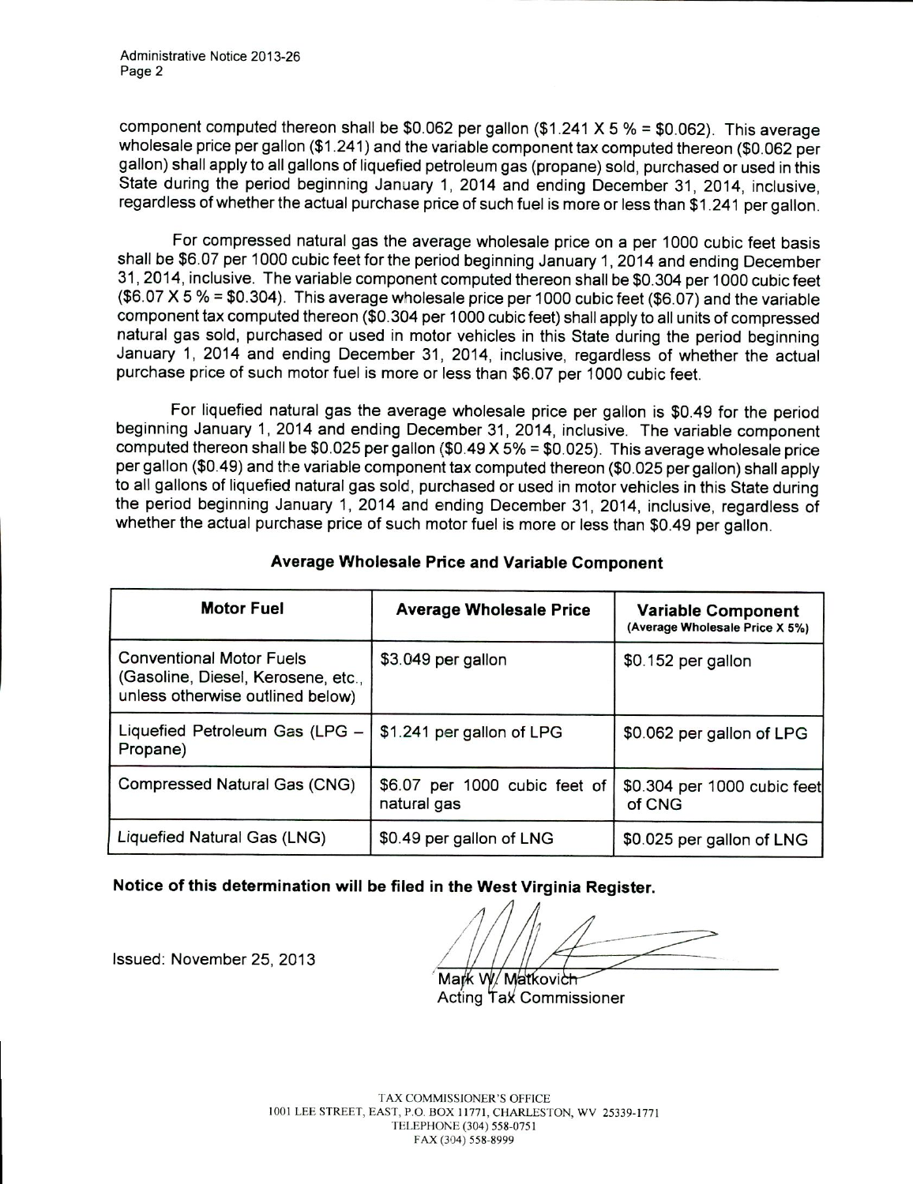component computed thereon shall be $0.062 per gallon ($1.241 X 5 % = $0.062). This average wholesale price per gallon ($1.241) and the variable component tax computed thereon ($0.062 per gallon) shall apply to all gallons of liquefied petroleum gas (propane) sold, purchased or used in this State during the period beginning January 1, 2014 and ending December 31, 2014, inclusive, regardless of whether the actual purchase price of such fuel is more or less than $1.241 per gallon.

For compressed natural gas the average wholesale price on a per 1000 cubic feet basis shall be $6.07 per 1000 cubic feet for the period beginning January 1, 2014 and ending December 31, 2014, inclusive. The variable component computed thereon shall be $0.304 per 1000 cubic feet ($6.07 X 5 % = $0.304). This average wholesale price per 1000 cubic feet ($6.07) and the variable component tax computed thereon ($0.304 per 1000 cubic feet) shall apply to all units of compressed natural gas sold, purchased or used in motor vehicles in this State during the period beginning January 1, 2014 and ending December 31, 2014, inclusive, regardless of whether the actual purchase price of such motor fuel is more or less than $6.07 per 1000 cubic feet.

For liquefied natural gas the average wholesale price per gallon is $0.49 for the period beginning January 1, 2014 and ending December 31, 2014, inclusive. The variable component computed thereon shall be $0.025 per gallon ($0.49 X 5% = $0.025). This average wholesale price per gallon ($0.49) and the variable component tax computed thereon ($0.025 per gallon) shall apply to all gallons of liquefied natural gas sold, purchased or used in motor vehicles in this State during the period beginning January 1, 2014 and ending December 31, 2014, inclusive, regardless of whether the actual purchase price of such motor fuel is more or less than $0.49 per gallon.

**Average Wholesale Price and Variable Component**

| Motor Fuel | Average Wholesale Price | Variable Component (Average Wholesale Price X 5%) |
|---|---|---|
| Conventional Motor Fuels (Gasoline, Diesel, Kerosene, etc., unless otherwise outlined below) | $3.049 per gallon | $0.152 per gallon |
| Liquefied Petroleum Gas (LPG – Propane) | $1.241 per gallon of LPG | $0.062 per gallon of LPG |
| Compressed Natural Gas (CNG) | $6.07 per 1000 cubic feet of natural gas | $0.304 per 1000 cubic feet of CNG |
| Liquefied Natural Gas (LNG) | $0.49 per gallon of LNG | $0.025 per gallon of LNG |

**Notice of this determination will be filed in the West Virginia Register.**

Issued: November 25, 2013

Mark W. Matkovich
Acting Tax Commissioner

TAX COMMISSIONER'S OFFICE
1001 LEE STREET, EAST, P.O. BOX 11771, CHARLESTON, WV 25339-1771
TELEPHONE (304) 558-0751
FAX (304) 558-8999